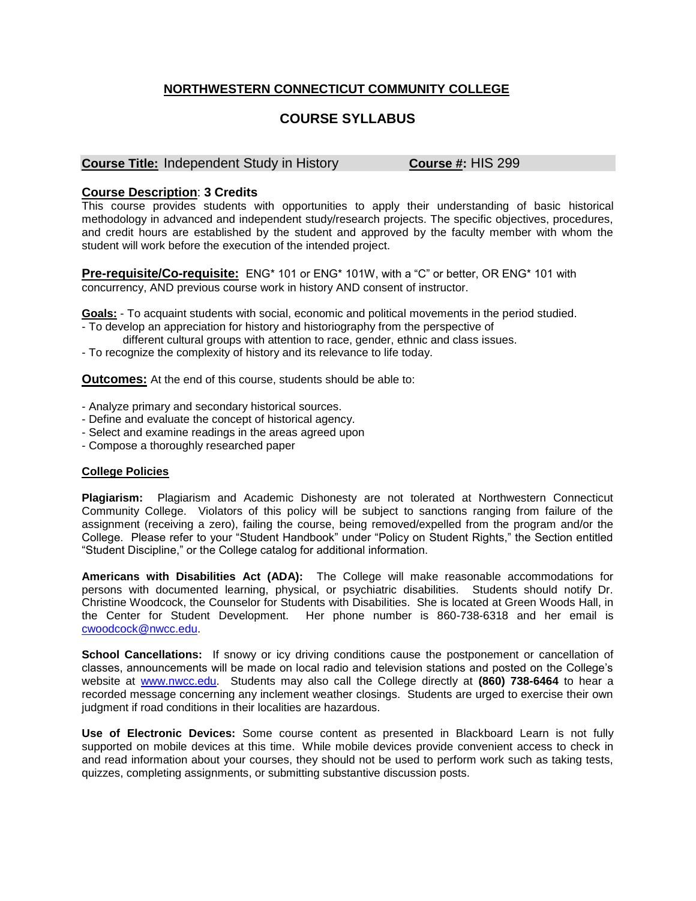# NORTHWESTERN CONNECTICUT COMMUNITY COLLEGE

## COURSE SYLLABUS

**Course Title:** Independent Study in History **Course #:** HIS 299

**Course Description**: **3 Credits**
This course provides students with opportunities to apply their understanding of basic historical methodology in advanced and independent study/research projects. The specific objectives, procedures, and credit hours are established by the student and approved by the faculty member with whom the student will work before the execution of the intended project.

**Pre-requisite/Co-requisite:** ENG* 101 or ENG* 101W, with a "C" or better, OR ENG* 101 with concurrency, AND previous course work in history AND consent of instructor.

**Goals:** - To acquaint students with social, economic and political movements in the period studied.
- To develop an appreciation for history and historiography from the perspective of different cultural groups with attention to race, gender, ethnic and class issues.
- To recognize the complexity of history and its relevance to life today.

**Outcomes:** At the end of this course, students should be able to:

- Analyze primary and secondary historical sources.
- Define and evaluate the concept of historical agency.
- Select and examine readings in the areas agreed upon
- Compose a thoroughly researched paper

**College Policies**

**Plagiarism:** Plagiarism and Academic Dishonesty are not tolerated at Northwestern Connecticut Community College. Violators of this policy will be subject to sanctions ranging from failure of the assignment (receiving a zero), failing the course, being removed/expelled from the program and/or the College. Please refer to your "Student Handbook" under "Policy on Student Rights," the Section entitled "Student Discipline," or the College catalog for additional information.

**Americans with Disabilities Act (ADA):** The College will make reasonable accommodations for persons with documented learning, physical, or psychiatric disabilities. Students should notify Dr. Christine Woodcock, the Counselor for Students with Disabilities. She is located at Green Woods Hall, in the Center for Student Development. Her phone number is 860-738-6318 and her email is cwoodcock@nwcc.edu.

**School Cancellations:** If snowy or icy driving conditions cause the postponement or cancellation of classes, announcements will be made on local radio and television stations and posted on the College's website at www.nwcc.edu. Students may also call the College directly at **(860) 738-6464** to hear a recorded message concerning any inclement weather closings. Students are urged to exercise their own judgment if road conditions in their localities are hazardous.

**Use of Electronic Devices:** Some course content as presented in Blackboard Learn is not fully supported on mobile devices at this time. While mobile devices provide convenient access to check in and read information about your courses, they should not be used to perform work such as taking tests, quizzes, completing assignments, or submitting substantive discussion posts.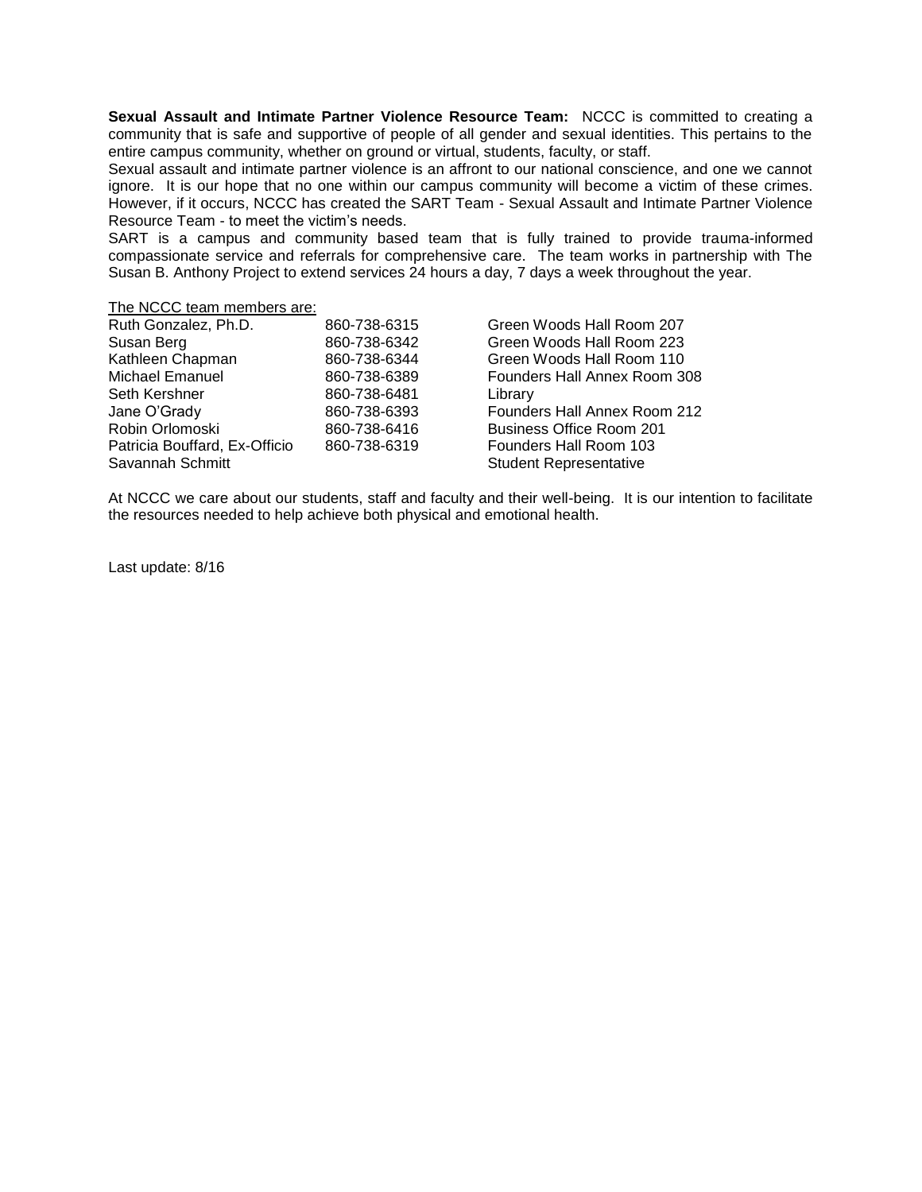**Sexual Assault and Intimate Partner Violence Resource Team:** NCCC is committed to creating a community that is safe and supportive of people of all gender and sexual identities. This pertains to the entire campus community, whether on ground or virtual, students, faculty, or staff.

Sexual assault and intimate partner violence is an affront to our national conscience, and one we cannot ignore. It is our hope that no one within our campus community will become a victim of these crimes. However, if it occurs, NCCC has created the SART Team - Sexual Assault and Intimate Partner Violence Resource Team - to meet the victim's needs.

SART is a campus and community based team that is fully trained to provide trauma-informed compassionate service and referrals for comprehensive care. The team works in partnership with The Susan B. Anthony Project to extend services 24 hours a day, 7 days a week throughout the year.

The NCCC team members are:

| | | |
|---|---|---|
| Ruth Gonzalez, Ph.D. | 860-738-6315 | Green Woods Hall Room 207 |
| Susan Berg | 860-738-6342 | Green Woods Hall Room 223 |
| Kathleen Chapman | 860-738-6344 | Green Woods Hall Room 110 |
| Michael Emanuel | 860-738-6389 | Founders Hall Annex Room 308 |
| Seth Kershner | 860-738-6481 | Library |
| Jane O'Grady | 860-738-6393 | Founders Hall Annex Room 212 |
| Robin Orlomoski | 860-738-6416 | Business Office Room 201 |
| Patricia Bouffard, Ex-Officio | 860-738-6319 | Founders Hall Room 103 |
| Savannah Schmitt | | Student Representative |

At NCCC we care about our students, staff and faculty and their well-being. It is our intention to facilitate the resources needed to help achieve both physical and emotional health.

Last update: 8/16